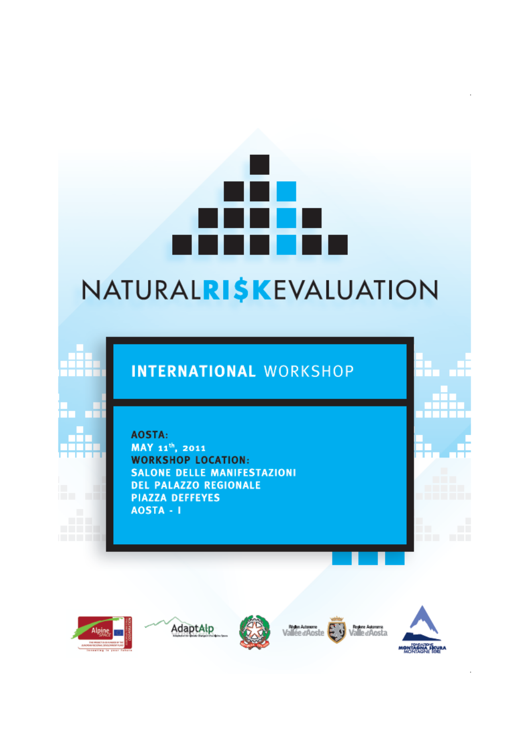# NATURALRI$KEVALUATION

## INTERNATIONAL WORKSHOP

**AOSTA:**
**MAY 11th, 2011**
**WORKSHOP LOCATION:**
**SALONE DELLE MANIFESTAZIONI**
**DEL PALAZZO REGIONALE**
**PIAZZA DEFFEYES**
**AOSTA - I**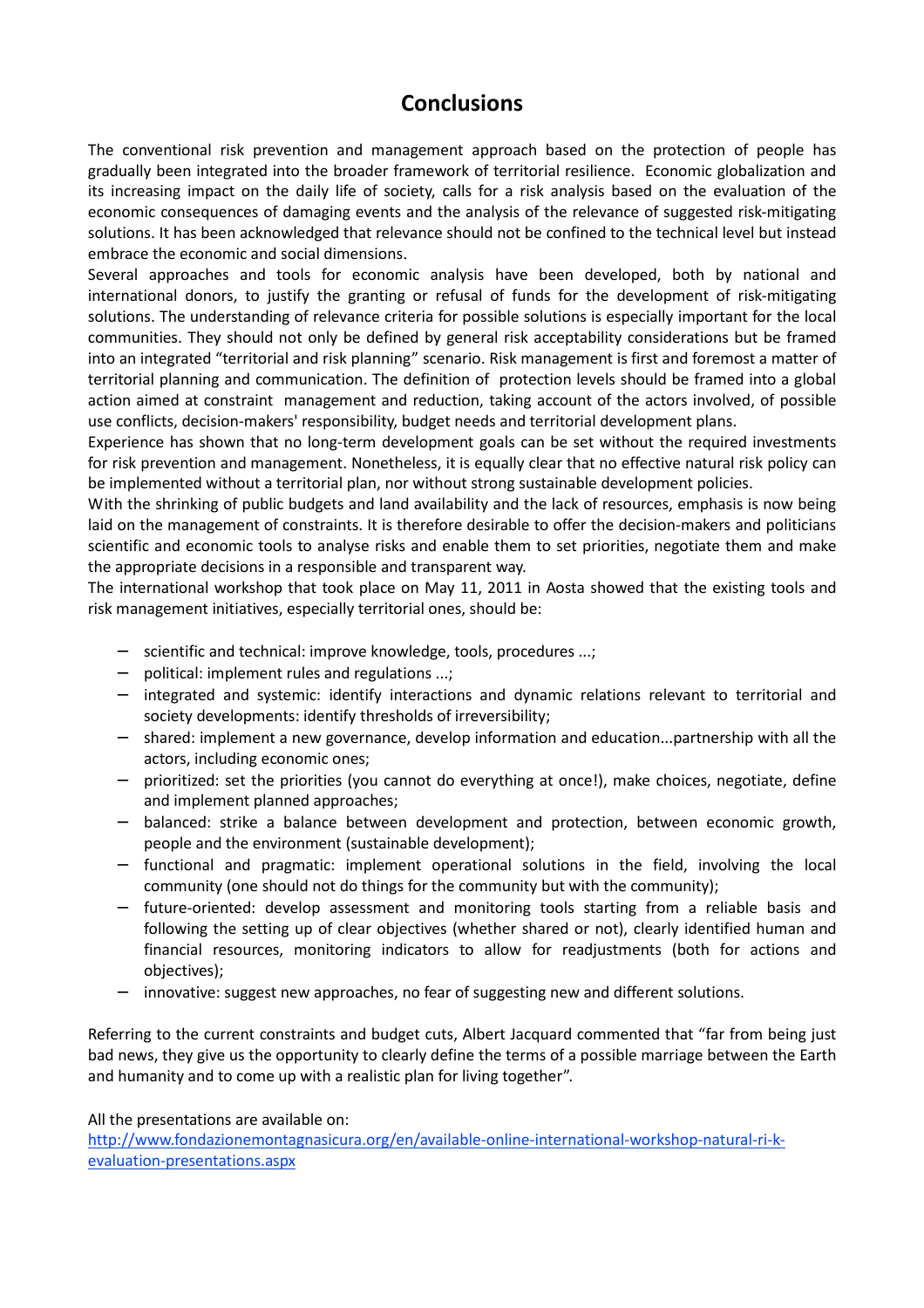# Conclusions

The conventional risk prevention and management approach based on the protection of people has gradually been integrated into the broader framework of territorial resilience. Economic globalization and its increasing impact on the daily life of society, calls for a risk analysis based on the evaluation of the economic consequences of damaging events and the analysis of the relevance of suggested risk-mitigating solutions. It has been acknowledged that relevance should not be confined to the technical level but instead embrace the economic and social dimensions.

Several approaches and tools for economic analysis have been developed, both by national and international donors, to justify the granting or refusal of funds for the development of risk-mitigating solutions. The understanding of relevance criteria for possible solutions is especially important for the local communities. They should not only be defined by general risk acceptability considerations but be framed into an integrated "territorial and risk planning" scenario. Risk management is first and foremost a matter of territorial planning and communication. The definition of protection levels should be framed into a global action aimed at constraint management and reduction, taking account of the actors involved, of possible use conflicts, decision-makers' responsibility, budget needs and territorial development plans.

Experience has shown that no long-term development goals can be set without the required investments for risk prevention and management. Nonetheless, it is equally clear that no effective natural risk policy can be implemented without a territorial plan, nor without strong sustainable development policies.

With the shrinking of public budgets and land availability and the lack of resources, emphasis is now being laid on the management of constraints. It is therefore desirable to offer the decision-makers and politicians scientific and economic tools to analyse risks and enable them to set priorities, negotiate them and make the appropriate decisions in a responsible and transparent way.

The international workshop that took place on May 11, 2011 in Aosta showed that the existing tools and risk management initiatives, especially territorial ones, should be:

- scientific and technical: improve knowledge, tools, procedures ...;
- political: implement rules and regulations ...;
- integrated and systemic: identify interactions and dynamic relations relevant to territorial and society developments: identify thresholds of irreversibility;
- shared: implement a new governance, develop information and education...partnership with all the actors, including economic ones;
- prioritized: set the priorities (you cannot do everything at once!), make choices, negotiate, define and implement planned approaches;
- balanced: strike a balance between development and protection, between economic growth, people and the environment (sustainable development);
- functional and pragmatic: implement operational solutions in the field, involving the local community (one should not do things for the community but with the community);
- future-oriented: develop assessment and monitoring tools starting from a reliable basis and following the setting up of clear objectives (whether shared or not), clearly identified human and financial resources, monitoring indicators to allow for readjustments (both for actions and objectives);
- innovative: suggest new approaches, no fear of suggesting new and different solutions.

Referring to the current constraints and budget cuts, Albert Jacquard commented that "far from being just bad news, they give us the opportunity to clearly define the terms of a possible marriage between the Earth and humanity and to come up with a realistic plan for living together".

All the presentations are available on:
http://www.fondazionemontagnasicura.org/en/available-online-international-workshop-natural-ri-k-evaluation-presentations.aspx